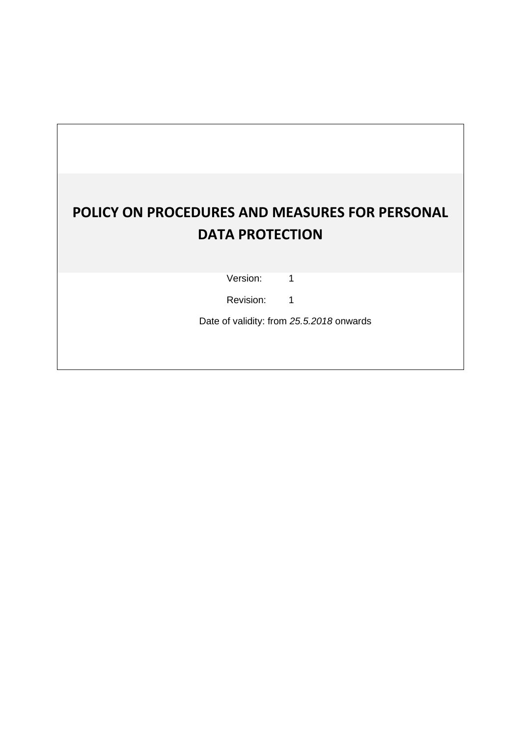# POLICY ON PROCEDURES AND MEASURES FOR PERSONAL DATA PROTECTION

Version: 1

Revision: 1

Date of validity: from *25.5.2018* onwards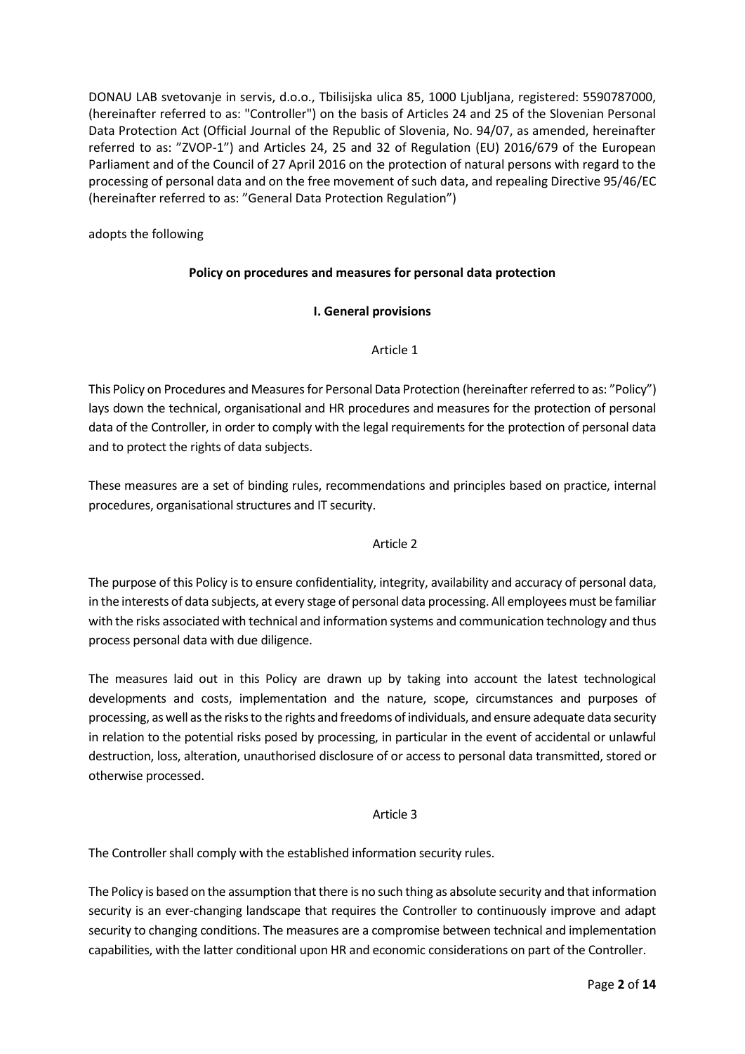DONAU LAB svetovanje in servis, d.o.o., Tbilisijska ulica 85, 1000 Ljubljana, registered: 5590787000, (hereinafter referred to as: "Controller") on the basis of Articles 24 and 25 of the Slovenian Personal Data Protection Act (Official Journal of the Republic of Slovenia, No. 94/07, as amended, hereinafter referred to as: "ZVOP-1") and Articles 24, 25 and 32 of Regulation (EU) 2016/679 of the European Parliament and of the Council of 27 April 2016 on the protection of natural persons with regard to the processing of personal data and on the free movement of such data, and repealing Directive 95/46/EC (hereinafter referred to as: "General Data Protection Regulation")

adopts the following

## Policy on procedures and measures for personal data protection

### I. General provisions

Article 1

This Policy on Procedures and Measures for Personal Data Protection (hereinafter referred to as: "Policy") lays down the technical, organisational and HR procedures and measures for the protection of personal data of the Controller, in order to comply with the legal requirements for the protection of personal data and to protect the rights of data subjects.

These measures are a set of binding rules, recommendations and principles based on practice, internal procedures, organisational structures and IT security.

Article 2

The purpose of this Policy is to ensure confidentiality, integrity, availability and accuracy of personal data, in the interests of data subjects, at every stage of personal data processing. All employees must be familiar with the risks associated with technical and information systems and communication technology and thus process personal data with due diligence.

The measures laid out in this Policy are drawn up by taking into account the latest technological developments and costs, implementation and the nature, scope, circumstances and purposes of processing, as well as the risks to the rights and freedoms of individuals, and ensure adequate data security in relation to the potential risks posed by processing, in particular in the event of accidental or unlawful destruction, loss, alteration, unauthorised disclosure of or access to personal data transmitted, stored or otherwise processed.

Article 3

The Controller shall comply with the established information security rules.

The Policy is based on the assumption that there is no such thing as absolute security and that information security is an ever-changing landscape that requires the Controller to continuously improve and adapt security to changing conditions. The measures are a compromise between technical and implementation capabilities, with the latter conditional upon HR and economic considerations on part of the Controller.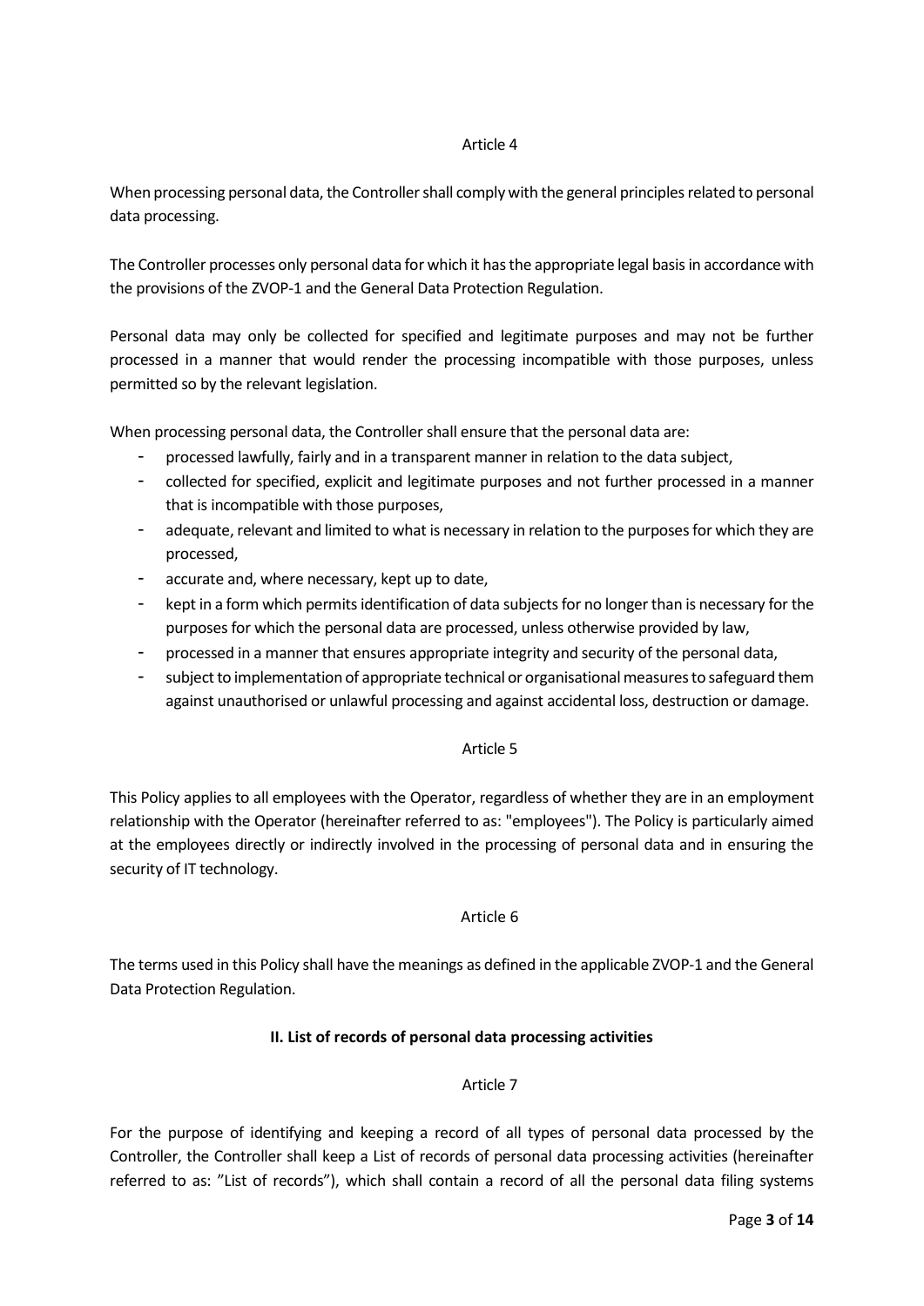Article 4

When processing personal data, the Controller shall comply with the general principles related to personal data processing.

The Controller processes only personal data for which it has the appropriate legal basis in accordance with the provisions of the ZVOP-1 and the General Data Protection Regulation.

Personal data may only be collected for specified and legitimate purposes and may not be further processed in a manner that would render the processing incompatible with those purposes, unless permitted so by the relevant legislation.

When processing personal data, the Controller shall ensure that the personal data are:

- processed lawfully, fairly and in a transparent manner in relation to the data subject,
- collected for specified, explicit and legitimate purposes and not further processed in a manner that is incompatible with those purposes,
- adequate, relevant and limited to what is necessary in relation to the purposes for which they are processed,
- accurate and, where necessary, kept up to date,
- kept in a form which permits identification of data subjects for no longer than is necessary for the purposes for which the personal data are processed, unless otherwise provided by law,
- processed in a manner that ensures appropriate integrity and security of the personal data,
- subject to implementation of appropriate technical or organisational measures to safeguard them against unauthorised or unlawful processing and against accidental loss, destruction or damage.

Article 5

This Policy applies to all employees with the Operator, regardless of whether they are in an employment relationship with the Operator (hereinafter referred to as: "employees"). The Policy is particularly aimed at the employees directly or indirectly involved in the processing of personal data and in ensuring the security of IT technology.

Article 6

The terms used in this Policy shall have the meanings as defined in the applicable ZVOP-1 and the General Data Protection Regulation.

## II. List of records of personal data processing activities

Article 7

For the purpose of identifying and keeping a record of all types of personal data processed by the Controller, the Controller shall keep a List of records of personal data processing activities (hereinafter referred to as: "List of records"), which shall contain a record of all the personal data filing systems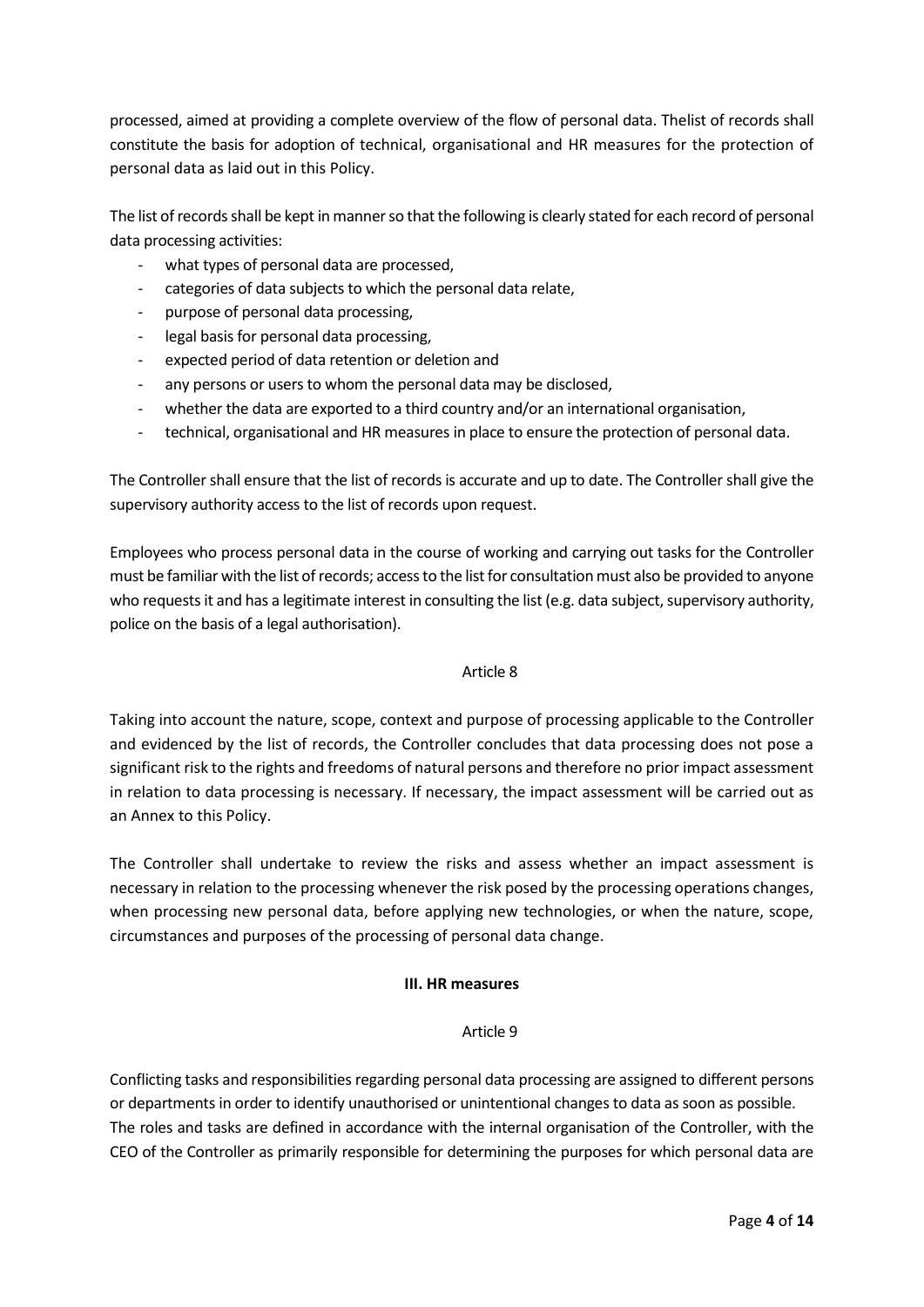processed, aimed at providing a complete overview of the flow of personal data. Thelist of records shall constitute the basis for adoption of technical, organisational and HR measures for the protection of personal data as laid out in this Policy.

The list of records shall be kept in manner so that the following is clearly stated for each record of personal data processing activities:

- what types of personal data are processed,
- categories of data subjects to which the personal data relate,
- purpose of personal data processing,
- legal basis for personal data processing,
- expected period of data retention or deletion and
- any persons or users to whom the personal data may be disclosed,
- whether the data are exported to a third country and/or an international organisation,
- technical, organisational and HR measures in place to ensure the protection of personal data.

The Controller shall ensure that the list of records is accurate and up to date. The Controller shall give the supervisory authority access to the list of records upon request.

Employees who process personal data in the course of working and carrying out tasks for the Controller must be familiar with the list of records; access to the list for consultation must also be provided to anyone who requests it and has a legitimate interest in consulting the list (e.g. data subject, supervisory authority, police on the basis of a legal authorisation).

Article 8

Taking into account the nature, scope, context and purpose of processing applicable to the Controller and evidenced by the list of records, the Controller concludes that data processing does not pose a significant risk to the rights and freedoms of natural persons and therefore no prior impact assessment in relation to data processing is necessary. If necessary, the impact assessment will be carried out as an Annex to this Policy.

The Controller shall undertake to review the risks and assess whether an impact assessment is necessary in relation to the processing whenever the risk posed by the processing operations changes, when processing new personal data, before applying new technologies, or when the nature, scope, circumstances and purposes of the processing of personal data change.

## III. HR measures

Article 9

Conflicting tasks and responsibilities regarding personal data processing are assigned to different persons or departments in order to identify unauthorised or unintentional changes to data as soon as possible.
The roles and tasks are defined in accordance with the internal organisation of the Controller, with the CEO of the Controller as primarily responsible for determining the purposes for which personal data are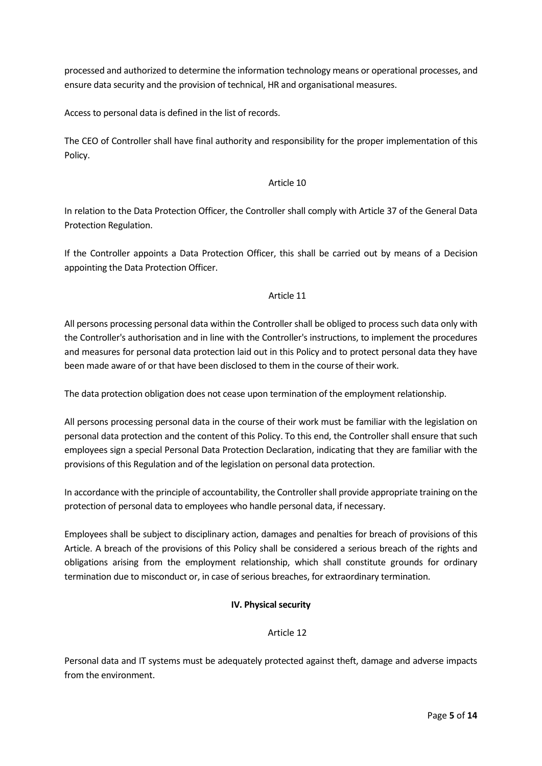processed and authorized to determine the information technology means or operational processes, and ensure data security and the provision of technical, HR and organisational measures.

Access to personal data is defined in the list of records.

The CEO of Controller shall have final authority and responsibility for the proper implementation of this Policy.

Article 10

In relation to the Data Protection Officer, the Controller shall comply with Article 37 of the General Data Protection Regulation.

If the Controller appoints a Data Protection Officer, this shall be carried out by means of a Decision appointing the Data Protection Officer.

Article 11

All persons processing personal data within the Controller shall be obliged to process such data only with the Controller's authorisation and in line with the Controller's instructions, to implement the procedures and measures for personal data protection laid out in this Policy and to protect personal data they have been made aware of or that have been disclosed to them in the course of their work.

The data protection obligation does not cease upon termination of the employment relationship.

All persons processing personal data in the course of their work must be familiar with the legislation on personal data protection and the content of this Policy. To this end, the Controller shall ensure that such employees sign a special Personal Data Protection Declaration, indicating that they are familiar with the provisions of this Regulation and of the legislation on personal data protection.

In accordance with the principle of accountability, the Controller shall provide appropriate training on the protection of personal data to employees who handle personal data, if necessary.

Employees shall be subject to disciplinary action, damages and penalties for breach of provisions of this Article. A breach of the provisions of this Policy shall be considered a serious breach of the rights and obligations arising from the employment relationship, which shall constitute grounds for ordinary termination due to misconduct or, in case of serious breaches, for extraordinary termination.

## IV. Physical security

Article 12

Personal data and IT systems must be adequately protected against theft, damage and adverse impacts from the environment.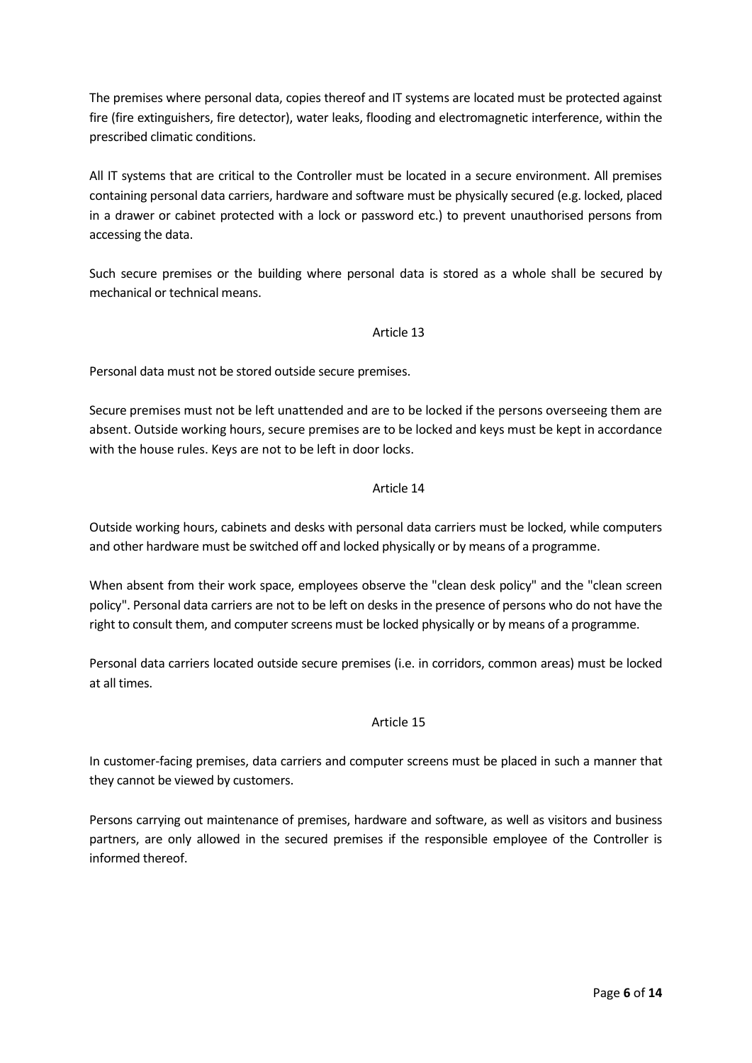The premises where personal data, copies thereof and IT systems are located must be protected against fire (fire extinguishers, fire detector), water leaks, flooding and electromagnetic interference, within the prescribed climatic conditions.

All IT systems that are critical to the Controller must be located in a secure environment. All premises containing personal data carriers, hardware and software must be physically secured (e.g. locked, placed in a drawer or cabinet protected with a lock or password etc.) to prevent unauthorised persons from accessing the data.

Such secure premises or the building where personal data is stored as a whole shall be secured by mechanical or technical means.

## Article 13

Personal data must not be stored outside secure premises.

Secure premises must not be left unattended and are to be locked if the persons overseeing them are absent. Outside working hours, secure premises are to be locked and keys must be kept in accordance with the house rules. Keys are not to be left in door locks.

## Article 14

Outside working hours, cabinets and desks with personal data carriers must be locked, while computers and other hardware must be switched off and locked physically or by means of a programme.

When absent from their work space, employees observe the "clean desk policy" and the "clean screen policy". Personal data carriers are not to be left on desks in the presence of persons who do not have the right to consult them, and computer screens must be locked physically or by means of a programme.

Personal data carriers located outside secure premises (i.e. in corridors, common areas) must be locked at all times.

## Article 15

In customer-facing premises, data carriers and computer screens must be placed in such a manner that they cannot be viewed by customers.

Persons carrying out maintenance of premises, hardware and software, as well as visitors and business partners, are only allowed in the secured premises if the responsible employee of the Controller is informed thereof.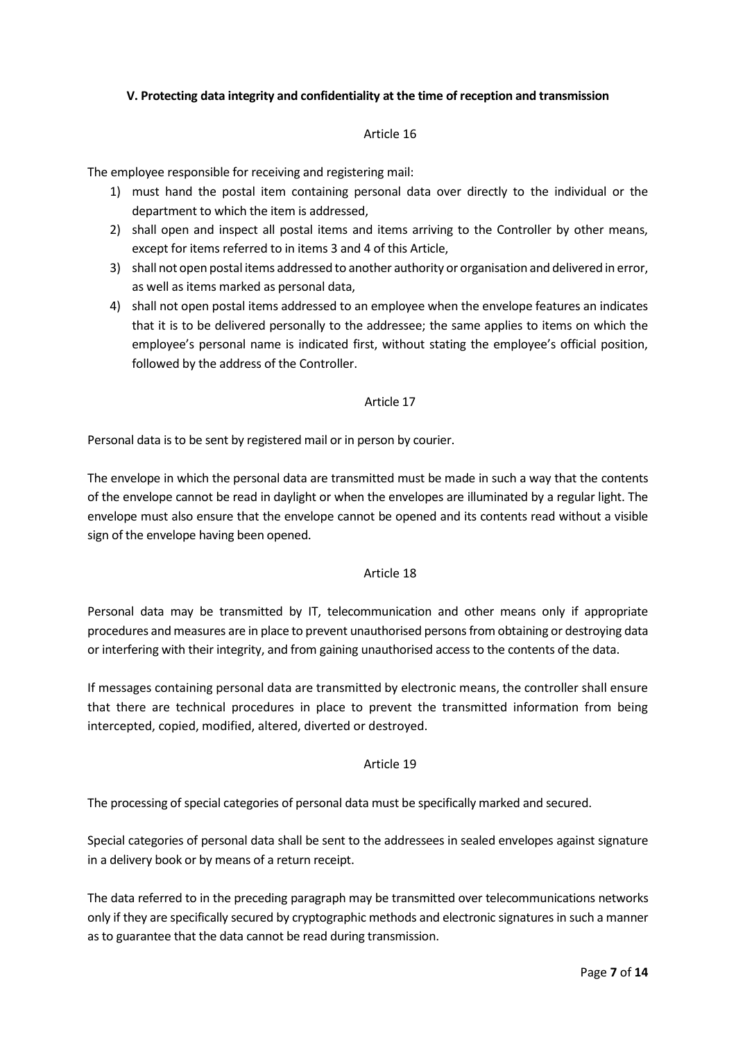## V. Protecting data integrity and confidentiality at the time of reception and transmission

Article 16

The employee responsible for receiving and registering mail:

1) must hand the postal item containing personal data over directly to the individual or the department to which the item is addressed,
2) shall open and inspect all postal items and items arriving to the Controller by other means, except for items referred to in items 3 and 4 of this Article,
3) shall not open postal items addressed to another authority or organisation and delivered in error, as well as items marked as personal data,
4) shall not open postal items addressed to an employee when the envelope features an indicates that it is to be delivered personally to the addressee; the same applies to items on which the employee's personal name is indicated first, without stating the employee's official position, followed by the address of the Controller.

Article 17

Personal data is to be sent by registered mail or in person by courier.

The envelope in which the personal data are transmitted must be made in such a way that the contents of the envelope cannot be read in daylight or when the envelopes are illuminated by a regular light. The envelope must also ensure that the envelope cannot be opened and its contents read without a visible sign of the envelope having been opened.

Article 18

Personal data may be transmitted by IT, telecommunication and other means only if appropriate procedures and measures are in place to prevent unauthorised persons from obtaining or destroying data or interfering with their integrity, and from gaining unauthorised access to the contents of the data.

If messages containing personal data are transmitted by electronic means, the controller shall ensure that there are technical procedures in place to prevent the transmitted information from being intercepted, copied, modified, altered, diverted or destroyed.

Article 19

The processing of special categories of personal data must be specifically marked and secured.

Special categories of personal data shall be sent to the addressees in sealed envelopes against signature in a delivery book or by means of a return receipt.

The data referred to in the preceding paragraph may be transmitted over telecommunications networks only if they are specifically secured by cryptographic methods and electronic signatures in such a manner as to guarantee that the data cannot be read during transmission.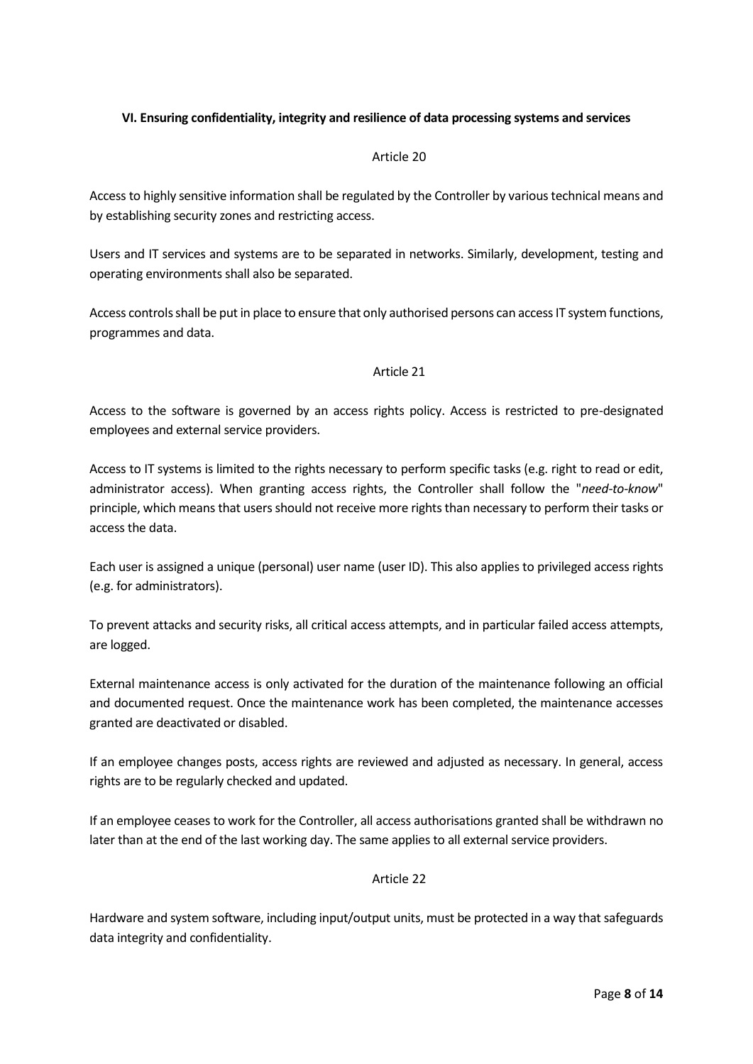**VI. Ensuring confidentiality, integrity and resilience of data processing systems and services**

Article 20

Access to highly sensitive information shall be regulated by the Controller by various technical means and by establishing security zones and restricting access.

Users and IT services and systems are to be separated in networks. Similarly, development, testing and operating environments shall also be separated.

Access controls shall be put in place to ensure that only authorised persons can access IT system functions, programmes and data.

Article 21

Access to the software is governed by an access rights policy. Access is restricted to pre-designated employees and external service providers.

Access to IT systems is limited to the rights necessary to perform specific tasks (e.g. right to read or edit, administrator access). When granting access rights, the Controller shall follow the "*need-to-know*" principle, which means that users should not receive more rights than necessary to perform their tasks or access the data.

Each user is assigned a unique (personal) user name (user ID). This also applies to privileged access rights (e.g. for administrators).

To prevent attacks and security risks, all critical access attempts, and in particular failed access attempts, are logged.

External maintenance access is only activated for the duration of the maintenance following an official and documented request. Once the maintenance work has been completed, the maintenance accesses granted are deactivated or disabled.

If an employee changes posts, access rights are reviewed and adjusted as necessary. In general, access rights are to be regularly checked and updated.

If an employee ceases to work for the Controller, all access authorisations granted shall be withdrawn no later than at the end of the last working day. The same applies to all external service providers.

Article 22

Hardware and system software, including input/output units, must be protected in a way that safeguards data integrity and confidentiality.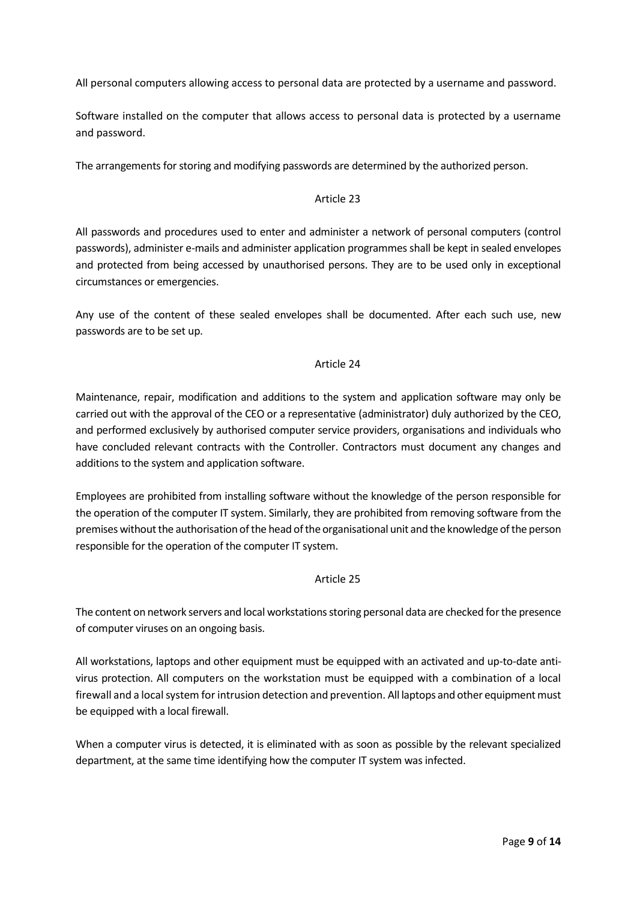All personal computers allowing access to personal data are protected by a username and password.

Software installed on the computer that allows access to personal data is protected by a username and password.

The arrangements for storing and modifying passwords are determined by the authorized person.

### Article 23

All passwords and procedures used to enter and administer a network of personal computers (control passwords), administer e-mails and administer application programmes shall be kept in sealed envelopes and protected from being accessed by unauthorised persons. They are to be used only in exceptional circumstances or emergencies.

Any use of the content of these sealed envelopes shall be documented. After each such use, new passwords are to be set up.

### Article 24

Maintenance, repair, modification and additions to the system and application software may only be carried out with the approval of the CEO or a representative (administrator) duly authorized by the CEO, and performed exclusively by authorised computer service providers, organisations and individuals who have concluded relevant contracts with the Controller. Contractors must document any changes and additions to the system and application software.

Employees are prohibited from installing software without the knowledge of the person responsible for the operation of the computer IT system. Similarly, they are prohibited from removing software from the premises without the authorisation of the head of the organisational unit and the knowledge of the person responsible for the operation of the computer IT system.

### Article 25

The content on network servers and local workstations storing personal data are checked for the presence of computer viruses on an ongoing basis.

All workstations, laptops and other equipment must be equipped with an activated and up-to-date anti-virus protection. All computers on the workstation must be equipped with a combination of a local firewall and a local system for intrusion detection and prevention. All laptops and other equipment must be equipped with a local firewall.

When a computer virus is detected, it is eliminated with as soon as possible by the relevant specialized department, at the same time identifying how the computer IT system was infected.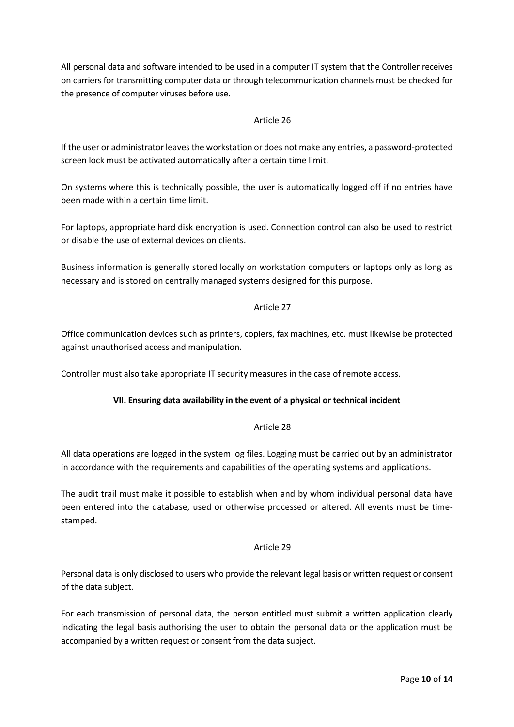All personal data and software intended to be used in a computer IT system that the Controller receives on carriers for transmitting computer data or through telecommunication channels must be checked for the presence of computer viruses before use.

Article 26

If the user or administrator leaves the workstation or does not make any entries, a password-protected screen lock must be activated automatically after a certain time limit.

On systems where this is technically possible, the user is automatically logged off if no entries have been made within a certain time limit.

For laptops, appropriate hard disk encryption is used. Connection control can also be used to restrict or disable the use of external devices on clients.

Business information is generally stored locally on workstation computers or laptops only as long as necessary and is stored on centrally managed systems designed for this purpose.

Article 27

Office communication devices such as printers, copiers, fax machines, etc. must likewise be protected against unauthorised access and manipulation.

Controller must also take appropriate IT security measures in the case of remote access.

## VII. Ensuring data availability in the event of a physical or technical incident

Article 28

All data operations are logged in the system log files. Logging must be carried out by an administrator in accordance with the requirements and capabilities of the operating systems and applications.

The audit trail must make it possible to establish when and by whom individual personal data have been entered into the database, used or otherwise processed or altered. All events must be time-stamped.

Article 29

Personal data is only disclosed to users who provide the relevant legal basis or written request or consent of the data subject.

For each transmission of personal data, the person entitled must submit a written application clearly indicating the legal basis authorising the user to obtain the personal data or the application must be accompanied by a written request or consent from the data subject.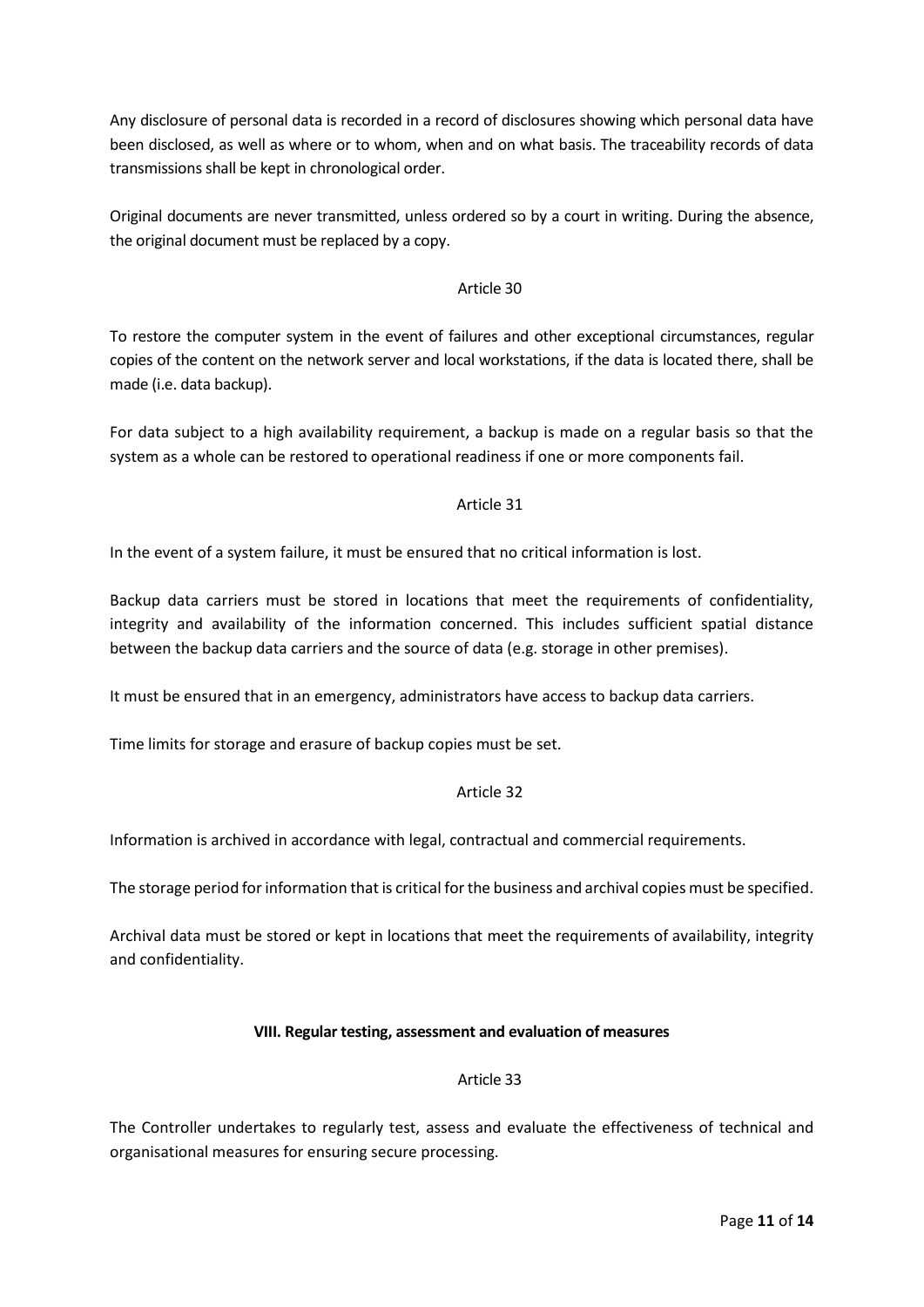Any disclosure of personal data is recorded in a record of disclosures showing which personal data have been disclosed, as well as where or to whom, when and on what basis. The traceability records of data transmissions shall be kept in chronological order.

Original documents are never transmitted, unless ordered so by a court in writing. During the absence, the original document must be replaced by a copy.

Article 30

To restore the computer system in the event of failures and other exceptional circumstances, regular copies of the content on the network server and local workstations, if the data is located there, shall be made (i.e. data backup).

For data subject to a high availability requirement, a backup is made on a regular basis so that the system as a whole can be restored to operational readiness if one or more components fail.

Article 31

In the event of a system failure, it must be ensured that no critical information is lost.

Backup data carriers must be stored in locations that meet the requirements of confidentiality, integrity and availability of the information concerned. This includes sufficient spatial distance between the backup data carriers and the source of data (e.g. storage in other premises).

It must be ensured that in an emergency, administrators have access to backup data carriers.

Time limits for storage and erasure of backup copies must be set.

Article 32

Information is archived in accordance with legal, contractual and commercial requirements.

The storage period for information that is critical for the business and archival copies must be specified.

Archival data must be stored or kept in locations that meet the requirements of availability, integrity and confidentiality.

## VIII. Regular testing, assessment and evaluation of measures

Article 33

The Controller undertakes to regularly test, assess and evaluate the effectiveness of technical and organisational measures for ensuring secure processing.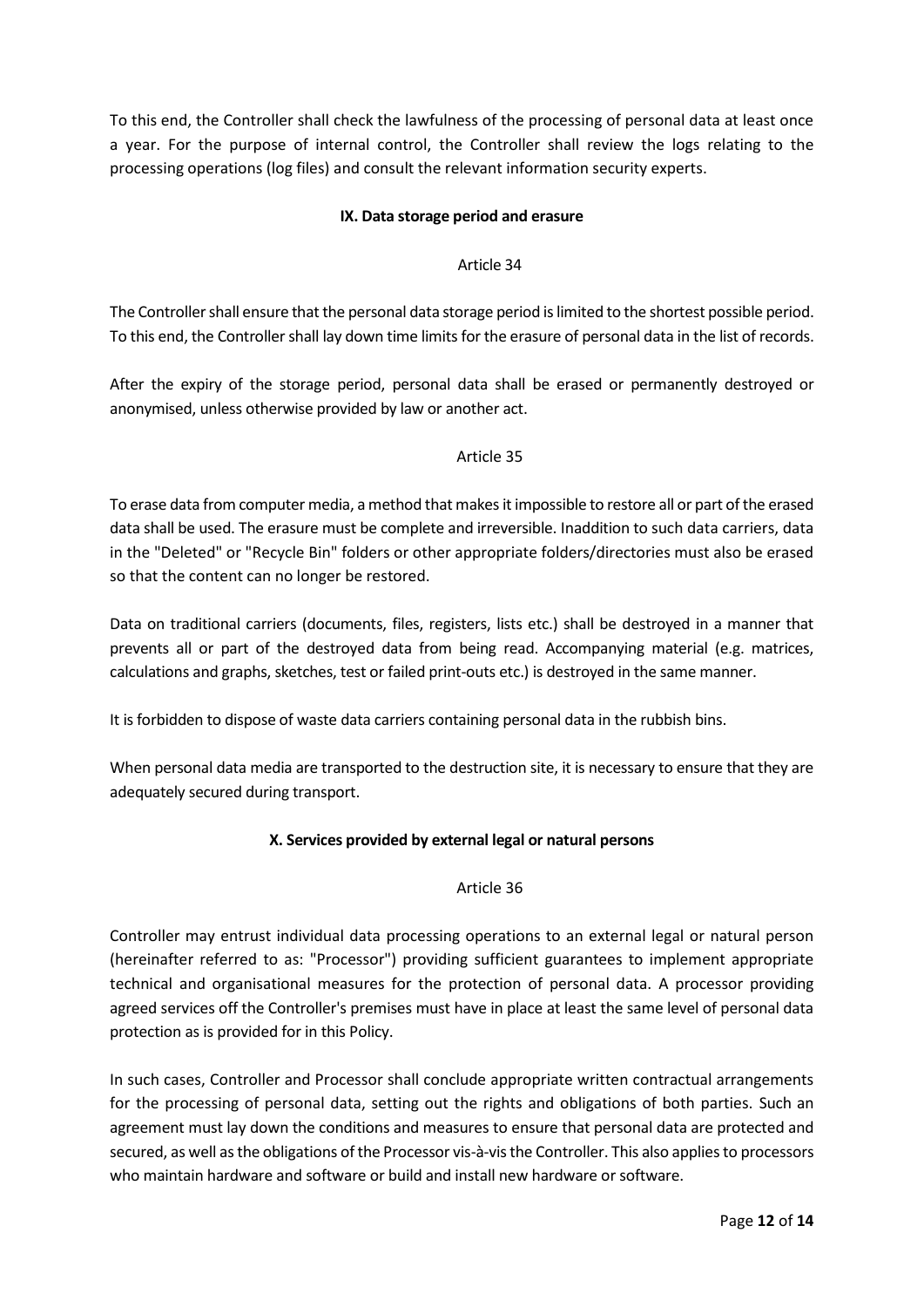To this end, the Controller shall check the lawfulness of the processing of personal data at least once a year. For the purpose of internal control, the Controller shall review the logs relating to the processing operations (log files) and consult the relevant information security experts.

## IX. Data storage period and erasure

Article 34

The Controller shall ensure that the personal data storage period is limited to the shortest possible period. To this end, the Controller shall lay down time limits for the erasure of personal data in the list of records.

After the expiry of the storage period, personal data shall be erased or permanently destroyed or anonymised, unless otherwise provided by law or another act.

Article 35

To erase data from computer media, a method that makes it impossible to restore all or part of the erased data shall be used. The erasure must be complete and irreversible. Inaddition to such data carriers, data in the "Deleted" or "Recycle Bin" folders or other appropriate folders/directories must also be erased so that the content can no longer be restored.

Data on traditional carriers (documents, files, registers, lists etc.) shall be destroyed in a manner that prevents all or part of the destroyed data from being read. Accompanying material (e.g. matrices, calculations and graphs, sketches, test or failed print-outs etc.) is destroyed in the same manner.

It is forbidden to dispose of waste data carriers containing personal data in the rubbish bins.

When personal data media are transported to the destruction site, it is necessary to ensure that they are adequately secured during transport.

## X. Services provided by external legal or natural persons

Article 36

Controller may entrust individual data processing operations to an external legal or natural person (hereinafter referred to as: "Processor") providing sufficient guarantees to implement appropriate technical and organisational measures for the protection of personal data. A processor providing agreed services off the Controller's premises must have in place at least the same level of personal data protection as is provided for in this Policy.

In such cases, Controller and Processor shall conclude appropriate written contractual arrangements for the processing of personal data, setting out the rights and obligations of both parties. Such an agreement must lay down the conditions and measures to ensure that personal data are protected and secured, as well as the obligations of the Processor vis-à-vis the Controller. This also applies to processors who maintain hardware and software or build and install new hardware or software.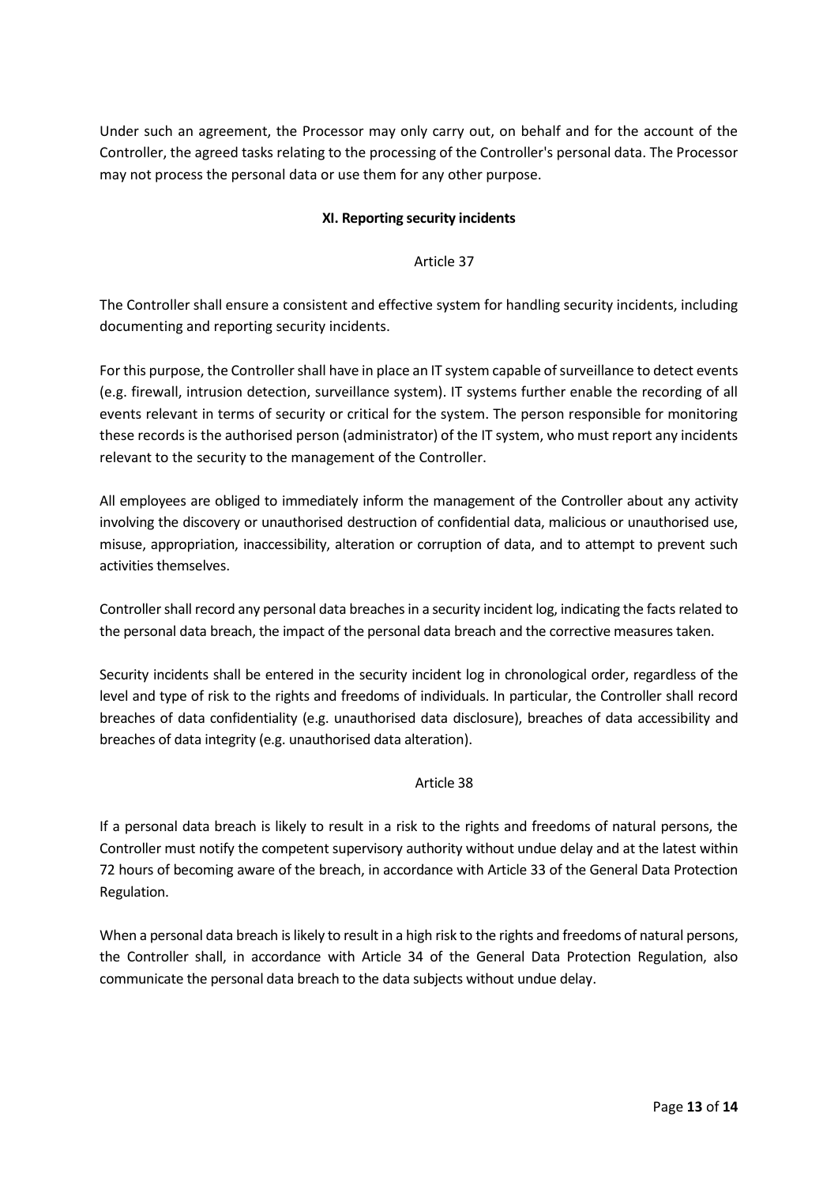Under such an agreement, the Processor may only carry out, on behalf and for the account of the Controller, the agreed tasks relating to the processing of the Controller's personal data. The Processor may not process the personal data or use them for any other purpose.

## XI. Reporting security incidents

### Article 37

The Controller shall ensure a consistent and effective system for handling security incidents, including documenting and reporting security incidents.

For this purpose, the Controller shall have in place an IT system capable of surveillance to detect events (e.g. firewall, intrusion detection, surveillance system). IT systems further enable the recording of all events relevant in terms of security or critical for the system. The person responsible for monitoring these records is the authorised person (administrator) of the IT system, who must report any incidents relevant to the security to the management of the Controller.

All employees are obliged to immediately inform the management of the Controller about any activity involving the discovery or unauthorised destruction of confidential data, malicious or unauthorised use, misuse, appropriation, inaccessibility, alteration or corruption of data, and to attempt to prevent such activities themselves.

Controller shall record any personal data breaches in a security incident log, indicating the facts related to the personal data breach, the impact of the personal data breach and the corrective measures taken.

Security incidents shall be entered in the security incident log in chronological order, regardless of the level and type of risk to the rights and freedoms of individuals. In particular, the Controller shall record breaches of data confidentiality (e.g. unauthorised data disclosure), breaches of data accessibility and breaches of data integrity (e.g. unauthorised data alteration).

### Article 38

If a personal data breach is likely to result in a risk to the rights and freedoms of natural persons, the Controller must notify the competent supervisory authority without undue delay and at the latest within 72 hours of becoming aware of the breach, in accordance with Article 33 of the General Data Protection Regulation.

When a personal data breach is likely to result in a high risk to the rights and freedoms of natural persons, the Controller shall, in accordance with Article 34 of the General Data Protection Regulation, also communicate the personal data breach to the data subjects without undue delay.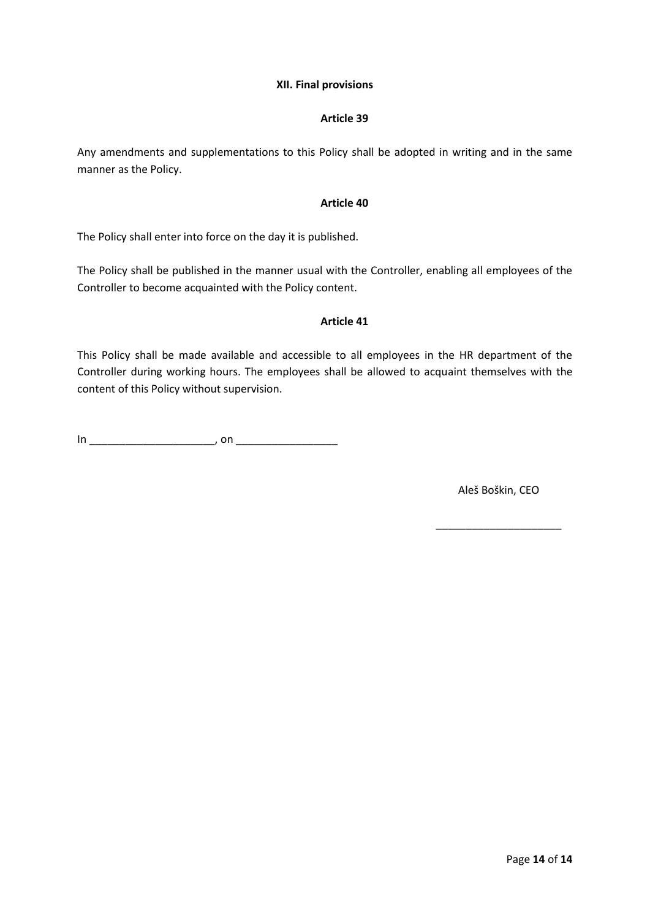## XII. Final provisions

### Article 39

Any amendments and supplementations to this Policy shall be adopted in writing and in the same manner as the Policy.

### Article 40

The Policy shall enter into force on the day it is published.

The Policy shall be published in the manner usual with the Controller, enabling all employees of the Controller to become acquainted with the Policy content.

### Article 41

This Policy shall be made available and accessible to all employees in the HR department of the Controller during working hours. The employees shall be allowed to acquaint themselves with the content of this Policy without supervision.

In ____________________, on ________________

Aleš Boškin, CEO

_____________________